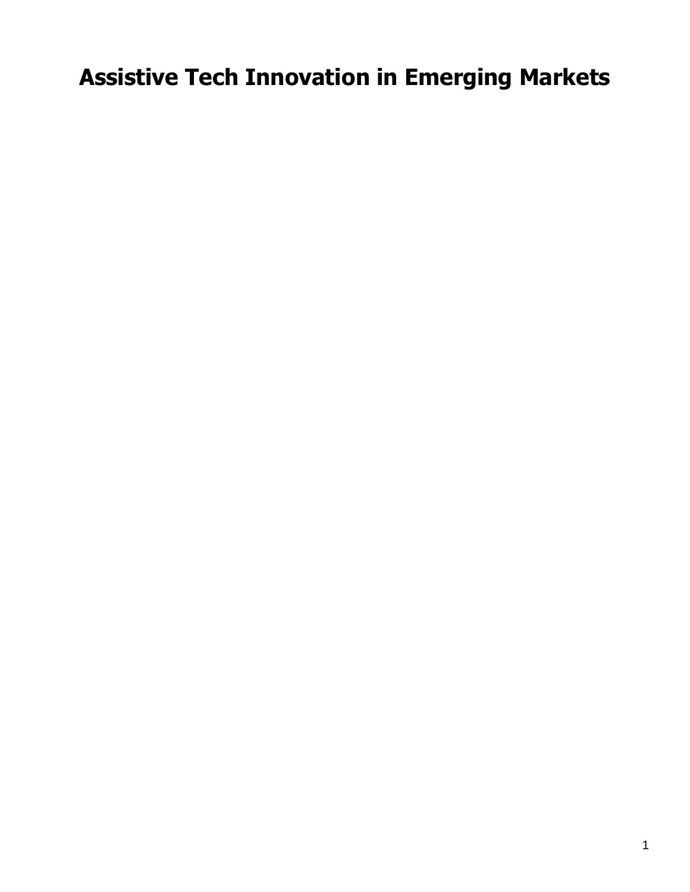# Assistive Tech Innovation in Emerging Markets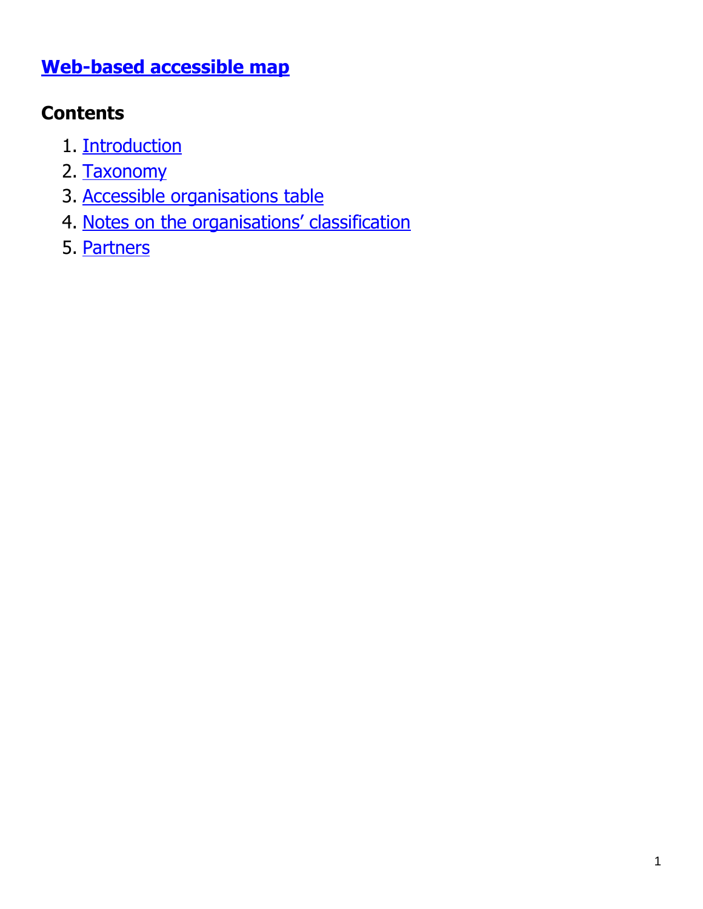## Web-based accessible map

### Contents

1. Introduction
2. Taxonomy
3. Accessible organisations table
4. Notes on the organisations' classification
5. Partners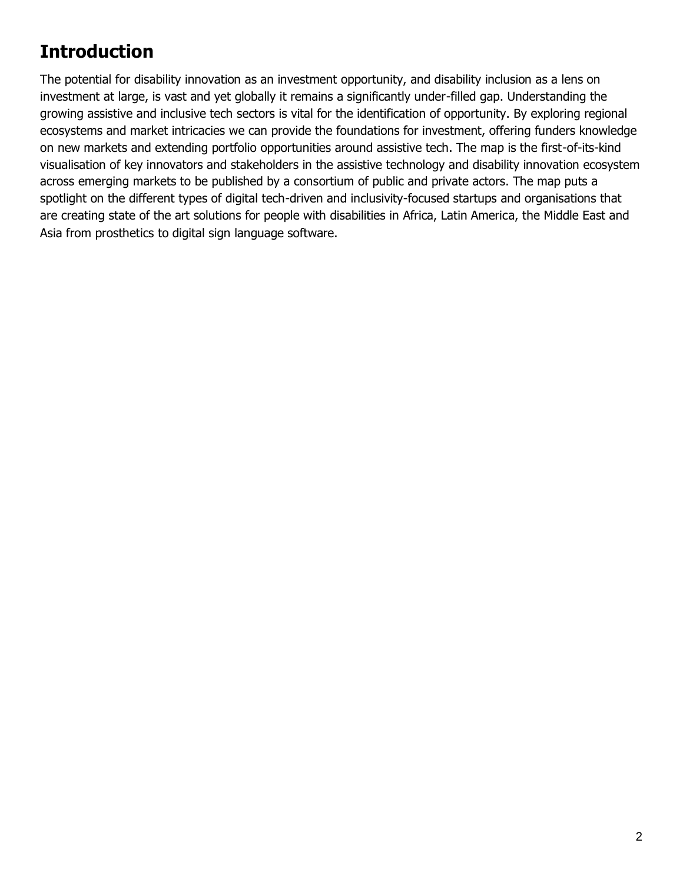# Introduction

The potential for disability innovation as an investment opportunity, and disability inclusion as a lens on investment at large, is vast and yet globally it remains a significantly under-filled gap. Understanding the growing assistive and inclusive tech sectors is vital for the identification of opportunity. By exploring regional ecosystems and market intricacies we can provide the foundations for investment, offering funders knowledge on new markets and extending portfolio opportunities around assistive tech. The map is the first-of-its-kind visualisation of key innovators and stakeholders in the assistive technology and disability innovation ecosystem across emerging markets to be published by a consortium of public and private actors. The map puts a spotlight on the different types of digital tech-driven and inclusivity-focused startups and organisations that are creating state of the art solutions for people with disabilities in Africa, Latin America, the Middle East and Asia from prosthetics to digital sign language software.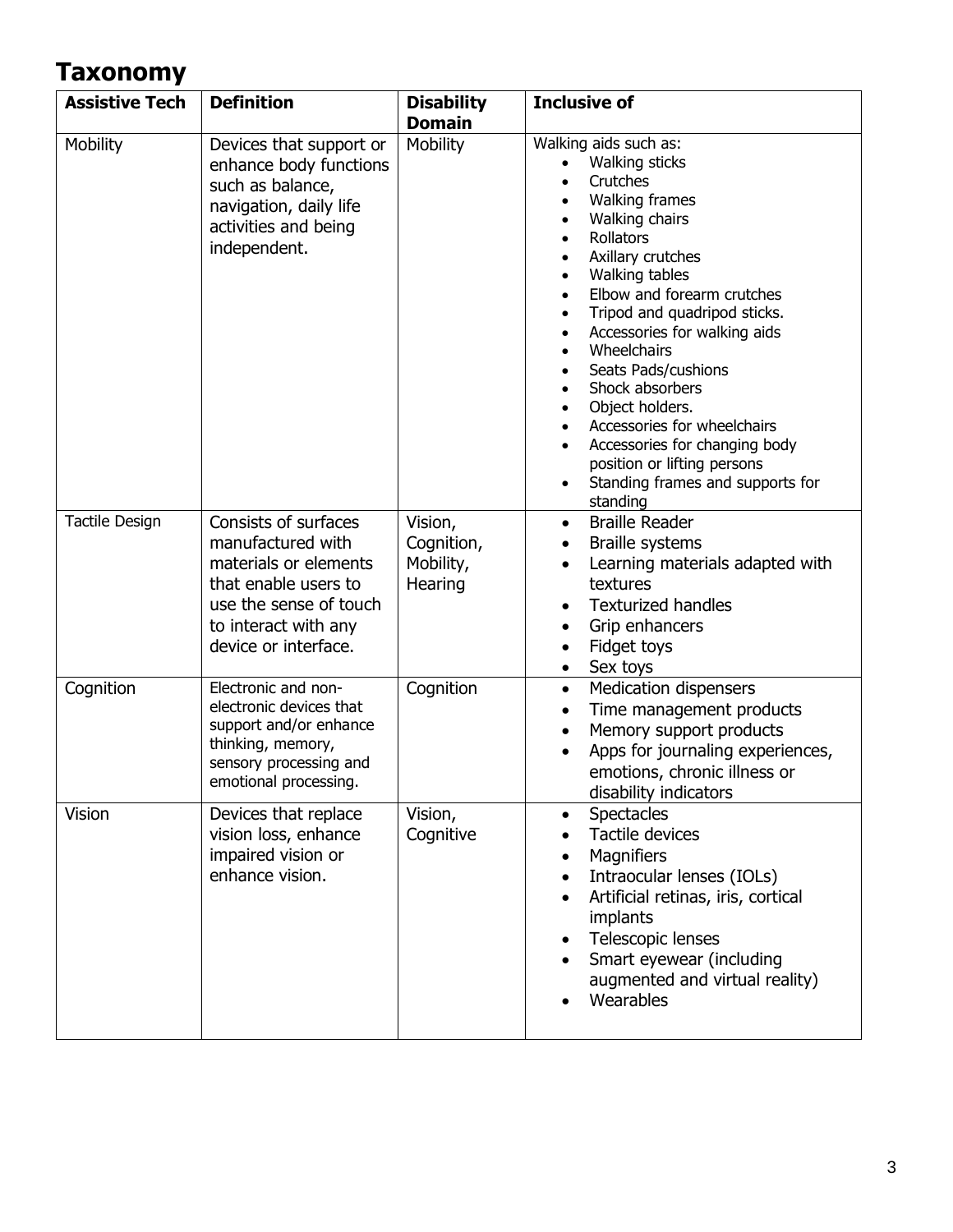# Taxonomy

| Assistive Tech | Definition | Disability Domain | Inclusive of |
|---|---|---|---|
| Mobility | Devices that support or enhance body functions such as balance, navigation, daily life activities and being independent. | Mobility | Walking aids such as:<br>• Walking sticks<br>• Crutches<br>• Walking frames<br>• Walking chairs<br>• Rollators<br>• Axillary crutches<br>• Walking tables<br>• Elbow and forearm crutches<br>• Tripod and quadripod sticks.<br>• Accessories for walking aids<br>• Wheelchairs<br>• Seats Pads/cushions<br>• Shock absorbers<br>• Object holders.<br>• Accessories for wheelchairs<br>• Accessories for changing body position or lifting persons<br>• Standing frames and supports for standing |
| Tactile Design | Consists of surfaces manufactured with materials or elements that enable users to use the sense of touch to interact with any device or interface. | Vision, Cognition, Mobility, Hearing | • Braille Reader<br>• Braille systems<br>• Learning materials adapted with textures<br>• Texturized handles<br>• Grip enhancers<br>• Fidget toys<br>• Sex toys |
| Cognition | Electronic and non-electronic devices that support and/or enhance thinking, memory, sensory processing and emotional processing. | Cognition | • Medication dispensers<br>• Time management products<br>• Memory support products<br>• Apps for journaling experiences, emotions, chronic illness or disability indicators |
| Vision | Devices that replace vision loss, enhance impaired vision or enhance vision. | Vision, Cognitive | • Spectacles<br>• Tactile devices<br>• Magnifiers<br>• Intraocular lenses (IOLs)<br>• Artificial retinas, iris, cortical implants<br>• Telescopic lenses<br>• Smart eyewear (including augmented and virtual reality)<br>• Wearables |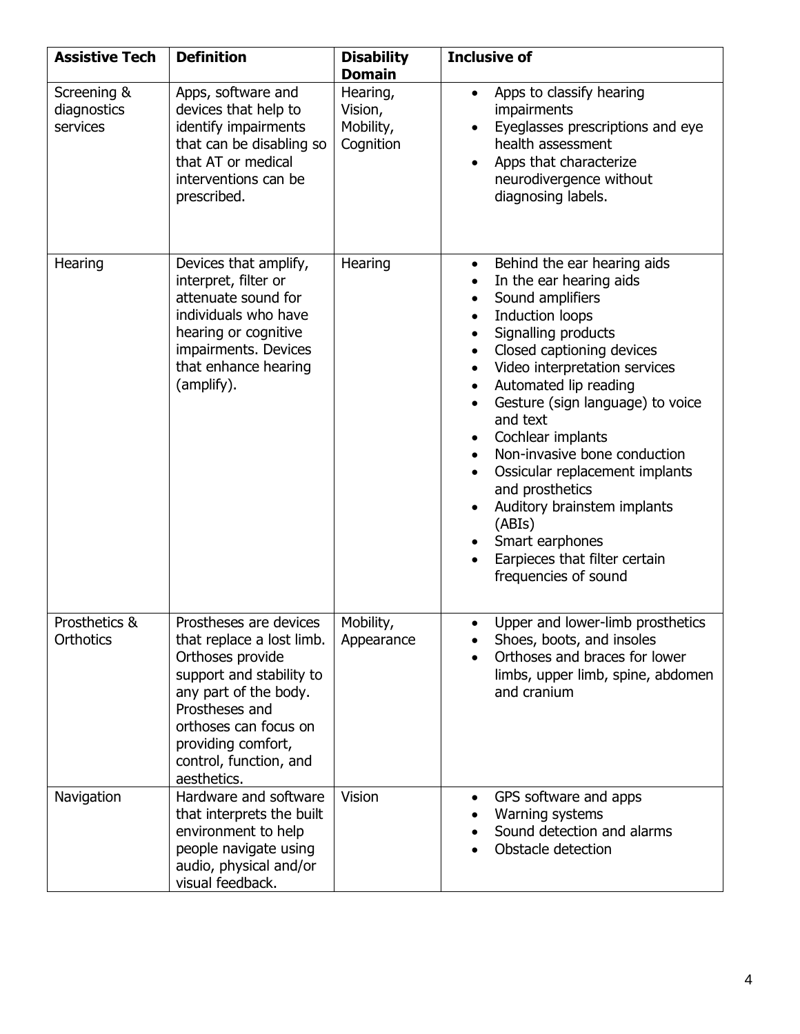| Assistive Tech | Definition | Disability Domain | Inclusive of |
|---|---|---|---|
| Screening & diagnostics services | Apps, software and devices that help to identify impairments that can be disabling so that AT or medical interventions can be prescribed. | Hearing, Vision, Mobility, Cognition | • Apps to classify hearing impairments<br>• Eyeglasses prescriptions and eye health assessment<br>• Apps that characterize neurodivergence without diagnosing labels. |
| Hearing | Devices that amplify, interpret, filter or attenuate sound for individuals who have hearing or cognitive impairments. Devices that enhance hearing (amplify). | Hearing | • Behind the ear hearing aids<br>• In the ear hearing aids<br>• Sound amplifiers<br>• Induction loops<br>• Signalling products<br>• Closed captioning devices<br>• Video interpretation services<br>• Automated lip reading<br>• Gesture (sign language) to voice and text<br>• Cochlear implants<br>• Non-invasive bone conduction<br>• Ossicular replacement implants and prosthetics<br>• Auditory brainstem implants (ABIs)<br>• Smart earphones<br>• Earpieces that filter certain frequencies of sound |
| Prosthetics & Orthotics | Prostheses are devices that replace a lost limb. Orthoses provide support and stability to any part of the body. Prostheses and orthoses can focus on providing comfort, control, function, and aesthetics. | Mobility, Appearance | • Upper and lower-limb prosthetics<br>• Shoes, boots, and insoles<br>• Orthoses and braces for lower limbs, upper limb, spine, abdomen and cranium |
| Navigation | Hardware and software that interprets the built environment to help people navigate using audio, physical and/or visual feedback. | Vision | • GPS software and apps<br>• Warning systems<br>• Sound detection and alarms<br>• Obstacle detection |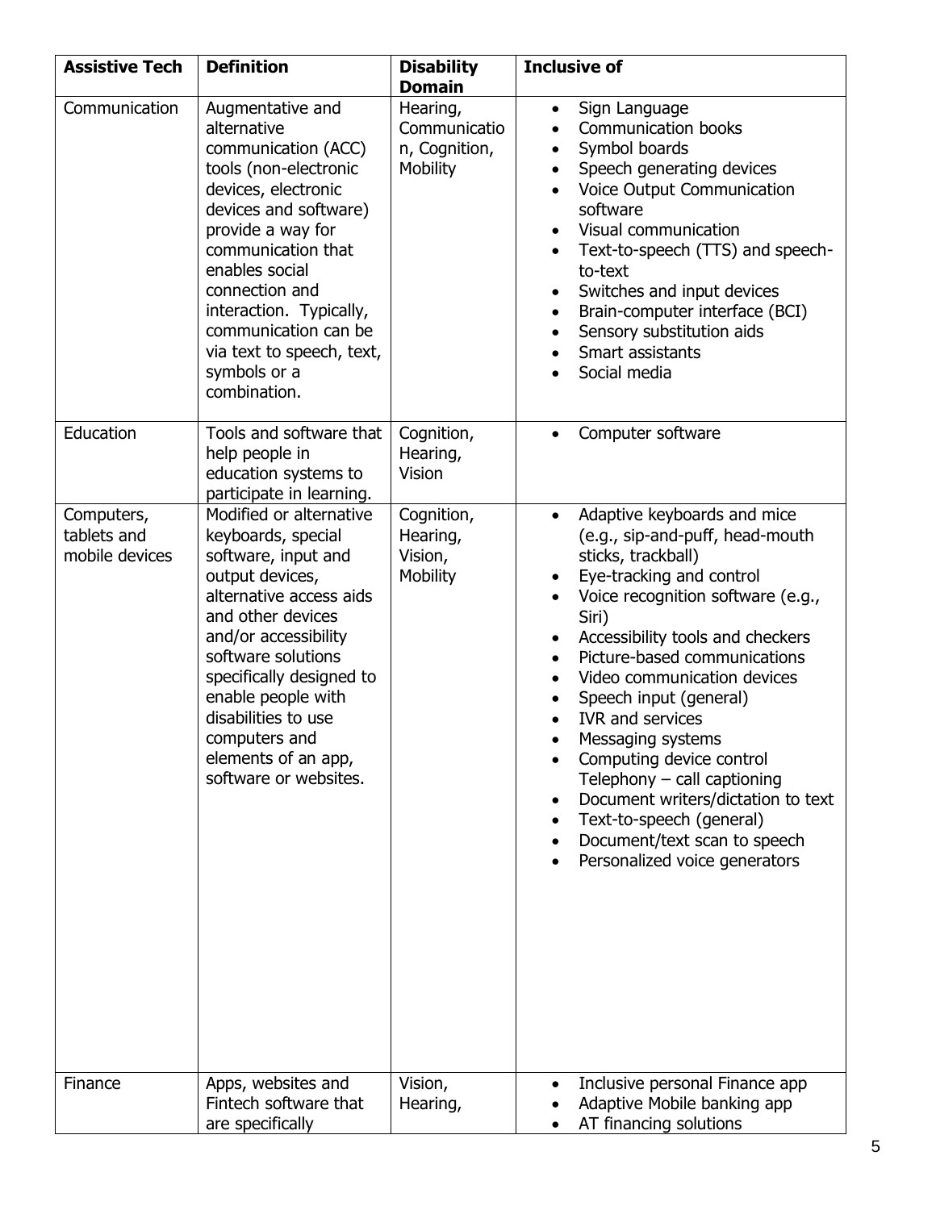| Assistive Tech | Definition | Disability Domain | Inclusive of |
|---|---|---|---|
| Communication | Augmentative and alternative communication (ACC) tools (non-electronic devices, electronic devices and software) provide a way for communication that enables social connection and interaction. Typically, communication can be via text to speech, text, symbols or a combination. | Hearing, Communication, Cognition, Mobility | • Sign Language<br>• Communication books<br>• Symbol boards<br>• Speech generating devices<br>• Voice Output Communication software<br>• Visual communication<br>• Text-to-speech (TTS) and speech-to-text<br>• Switches and input devices<br>• Brain-computer interface (BCI)<br>• Sensory substitution aids<br>• Smart assistants<br>• Social media |
| Education | Tools and software that help people in education systems to participate in learning. | Cognition, Hearing, Vision | • Computer software |
| Computers, tablets and mobile devices | Modified or alternative keyboards, special software, input and output devices, alternative access aids and other devices and/or accessibility software solutions specifically designed to enable people with disabilities to use computers and elements of an app, software or websites. | Cognition, Hearing, Vision, Mobility | • Adaptive keyboards and mice (e.g., sip-and-puff, head-mouth sticks, trackball)<br>• Eye-tracking and control<br>• Voice recognition software (e.g., Siri)<br>• Accessibility tools and checkers<br>• Picture-based communications<br>• Video communication devices<br>• Speech input (general)<br>• IVR and services<br>• Messaging systems<br>• Computing device control Telephony – call captioning<br>• Document writers/dictation to text<br>• Text-to-speech (general)<br>• Document/text scan to speech<br>• Personalized voice generators |
| Finance | Apps, websites and Fintech software that are specifically | Vision, Hearing, | • Inclusive personal Finance app<br>• Adaptive Mobile banking app<br>• AT financing solutions |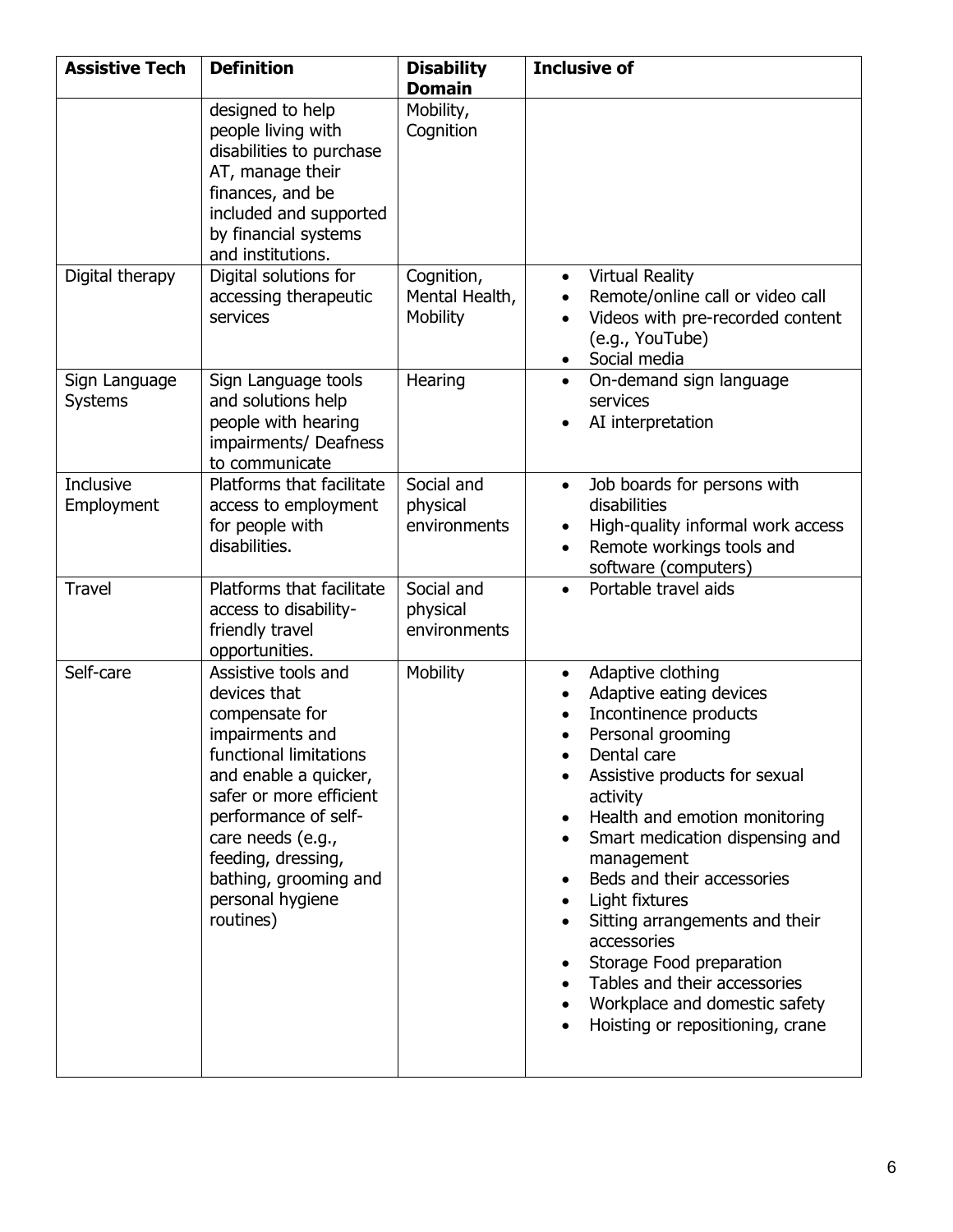| Assistive Tech | Definition | Disability Domain | Inclusive of |
|---|---|---|---|
| | designed to help people living with disabilities to purchase AT, manage their finances, and be included and supported by financial systems and institutions. | Mobility, Cognition | |
| Digital therapy | Digital solutions for accessing therapeutic services | Cognition, Mental Health, Mobility | • Virtual Reality<br>• Remote/online call or video call<br>• Videos with pre-recorded content (e.g., YouTube)<br>• Social media |
| Sign Language Systems | Sign Language tools and solutions help people with hearing impairments/ Deafness to communicate | Hearing | • On-demand sign language services<br>• AI interpretation |
| Inclusive Employment | Platforms that facilitate access to employment for people with disabilities. | Social and physical environments | • Job boards for persons with disabilities<br>• High-quality informal work access<br>• Remote workings tools and software (computers) |
| Travel | Platforms that facilitate access to disability-friendly travel opportunities. | Social and physical environments | • Portable travel aids |
| Self-care | Assistive tools and devices that compensate for impairments and functional limitations and enable a quicker, safer or more efficient performance of self-care needs (e.g., feeding, dressing, bathing, grooming and personal hygiene routines) | Mobility | • Adaptive clothing<br>• Adaptive eating devices<br>• Incontinence products<br>• Personal grooming<br>• Dental care<br>• Assistive products for sexual activity<br>• Health and emotion monitoring<br>• Smart medication dispensing and management<br>• Beds and their accessories<br>• Light fixtures<br>• Sitting arrangements and their accessories<br>• Storage Food preparation<br>• Tables and their accessories<br>• Workplace and domestic safety<br>• Hoisting or repositioning, crane |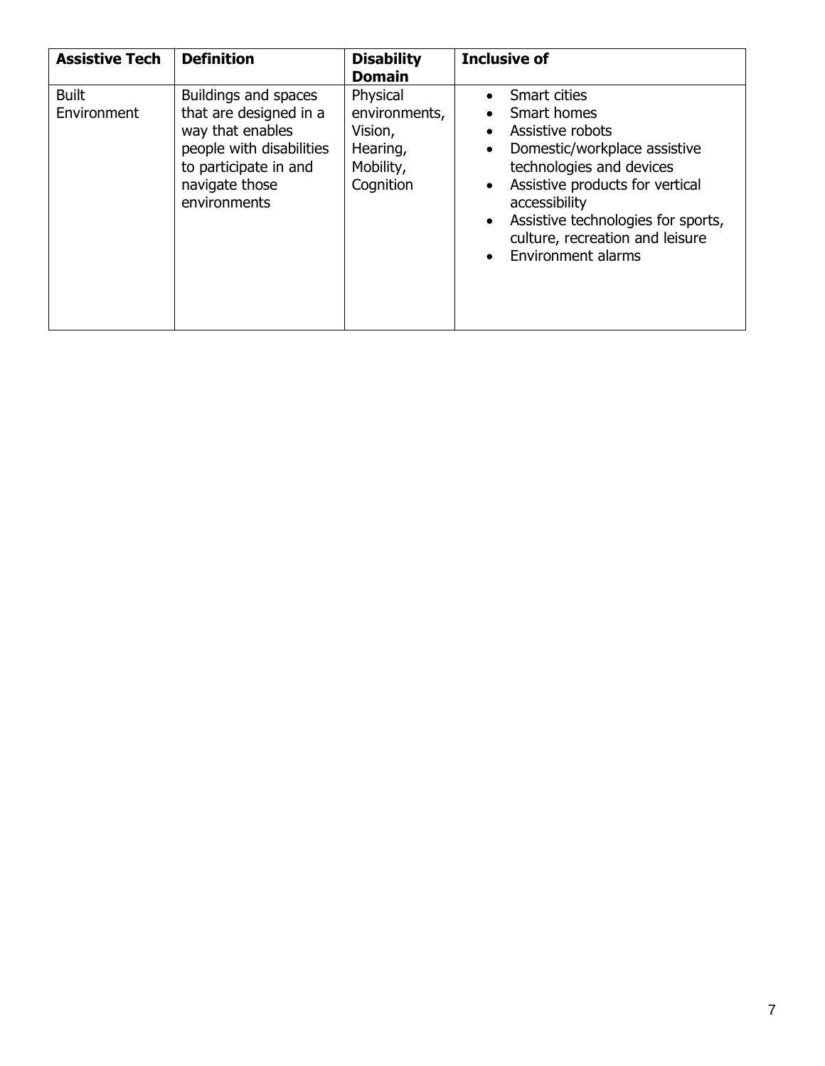| Assistive Tech | Definition | Disability Domain | Inclusive of |
|---|---|---|---|
| Built Environment | Buildings and spaces that are designed in a way that enables people with disabilities to participate in and navigate those environments | Physical environments, Vision, Hearing, Mobility, Cognition | • Smart cities<br>• Smart homes<br>• Assistive robots<br>• Domestic/workplace assistive technologies and devices<br>• Assistive products for vertical accessibility<br>• Assistive technologies for sports, culture, recreation and leisure<br>• Environment alarms |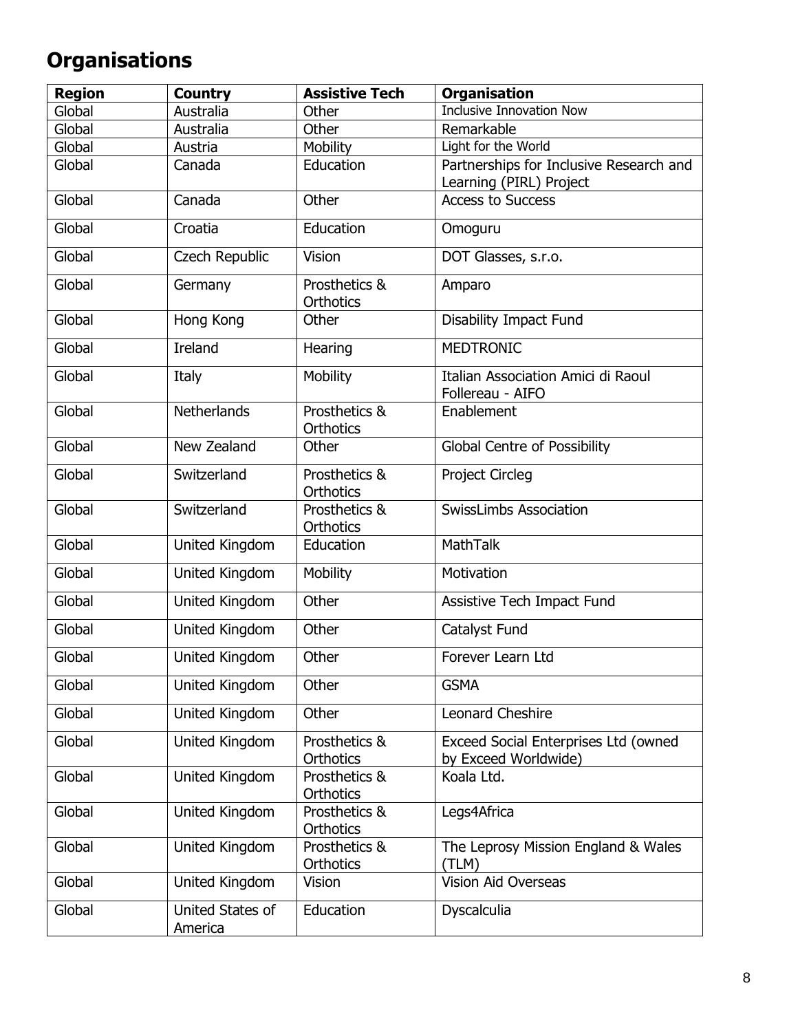# Organisations

| Region | Country | Assistive Tech | Organisation |
| --- | --- | --- | --- |
| Global | Australia | Other | Inclusive Innovation Now |
| Global | Australia | Other | Remarkable |
| Global | Austria | Mobility | Light for the World |
| Global | Canada | Education | Partnerships for Inclusive Research and Learning (PIRL) Project |
| Global | Canada | Other | Access to Success |
| Global | Croatia | Education | Omoguru |
| Global | Czech Republic | Vision | DOT Glasses, s.r.o. |
| Global | Germany | Prosthetics & Orthotics | Amparo |
| Global | Hong Kong | Other | Disability Impact Fund |
| Global | Ireland | Hearing | MEDTRONIC |
| Global | Italy | Mobility | Italian Association Amici di Raoul Follereau - AIFO |
| Global | Netherlands | Prosthetics & Orthotics | Enablement |
| Global | New Zealand | Other | Global Centre of Possibility |
| Global | Switzerland | Prosthetics & Orthotics | Project Circleg |
| Global | Switzerland | Prosthetics & Orthotics | SwissLimbs Association |
| Global | United Kingdom | Education | MathTalk |
| Global | United Kingdom | Mobility | Motivation |
| Global | United Kingdom | Other | Assistive Tech Impact Fund |
| Global | United Kingdom | Other | Catalyst Fund |
| Global | United Kingdom | Other | Forever Learn Ltd |
| Global | United Kingdom | Other | GSMA |
| Global | United Kingdom | Other | Leonard Cheshire |
| Global | United Kingdom | Prosthetics & Orthotics | Exceed Social Enterprises Ltd (owned by Exceed Worldwide) |
| Global | United Kingdom | Prosthetics & Orthotics | Koala Ltd. |
| Global | United Kingdom | Prosthetics & Orthotics | Legs4Africa |
| Global | United Kingdom | Prosthetics & Orthotics | The Leprosy Mission England & Wales (TLM) |
| Global | United Kingdom | Vision | Vision Aid Overseas |
| Global | United States of America | Education | Dyscalculia |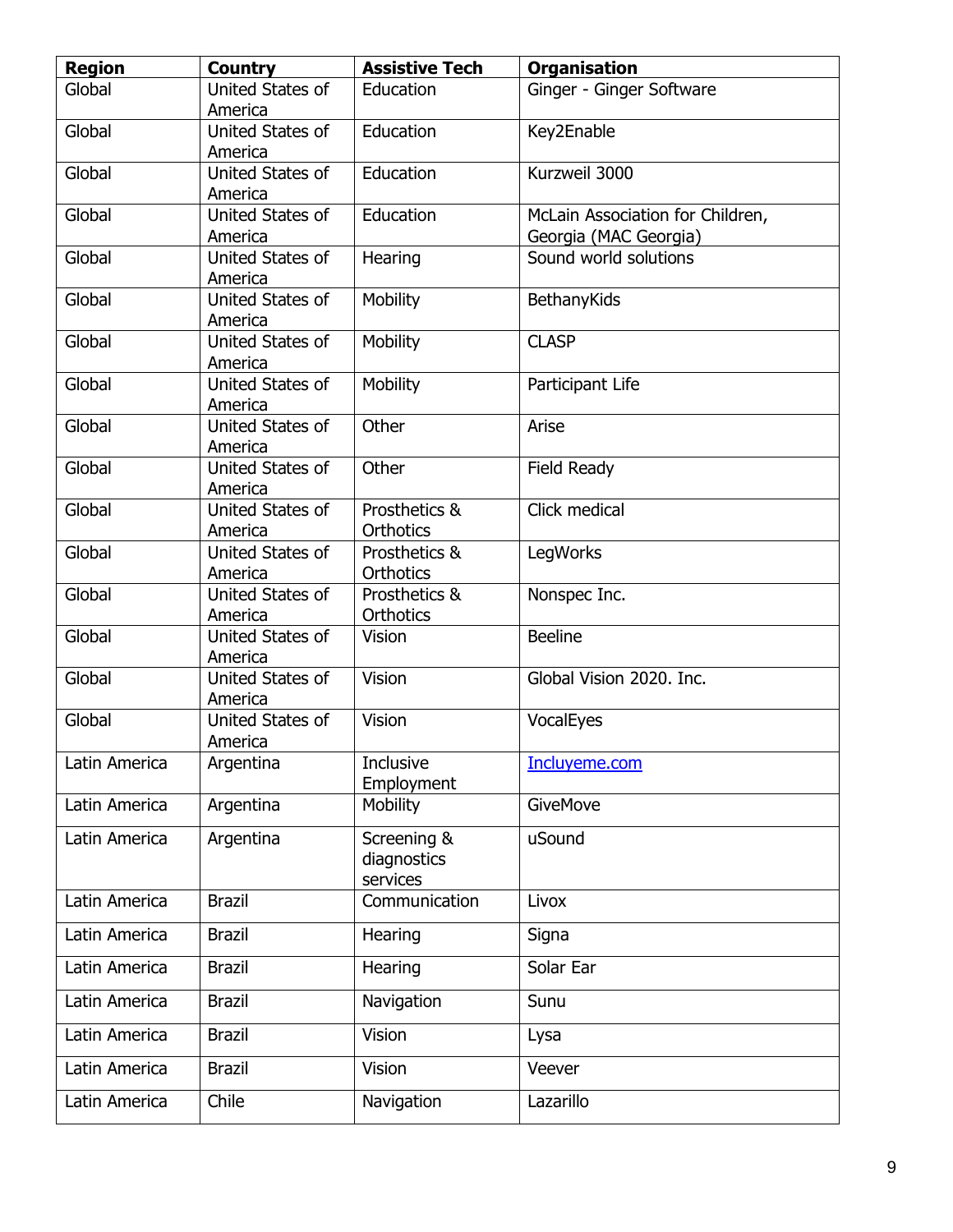| Region | Country | Assistive Tech | Organisation |
| --- | --- | --- | --- |
| Global | United States of America | Education | Ginger - Ginger Software |
| Global | United States of America | Education | Key2Enable |
| Global | United States of America | Education | Kurzweil 3000 |
| Global | United States of America | Education | McLain Association for Children, Georgia (MAC Georgia) |
| Global | United States of America | Hearing | Sound world solutions |
| Global | United States of America | Mobility | BethanyKids |
| Global | United States of America | Mobility | CLASP |
| Global | United States of America | Mobility | Participant Life |
| Global | United States of America | Other | Arise |
| Global | United States of America | Other | Field Ready |
| Global | United States of America | Prosthetics & Orthotics | Click medical |
| Global | United States of America | Prosthetics & Orthotics | LegWorks |
| Global | United States of America | Prosthetics & Orthotics | Nonspec Inc. |
| Global | United States of America | Vision | Beeline |
| Global | United States of America | Vision | Global Vision 2020. Inc. |
| Global | United States of America | Vision | VocalEyes |
| Latin America | Argentina | Inclusive Employment | Incluyeme.com |
| Latin America | Argentina | Mobility | GiveMove |
| Latin America | Argentina | Screening & diagnostics services | uSound |
| Latin America | Brazil | Communication | Livox |
| Latin America | Brazil | Hearing | Signa |
| Latin America | Brazil | Hearing | Solar Ear |
| Latin America | Brazil | Navigation | Sunu |
| Latin America | Brazil | Vision | Lysa |
| Latin America | Brazil | Vision | Veever |
| Latin America | Chile | Navigation | Lazarillo |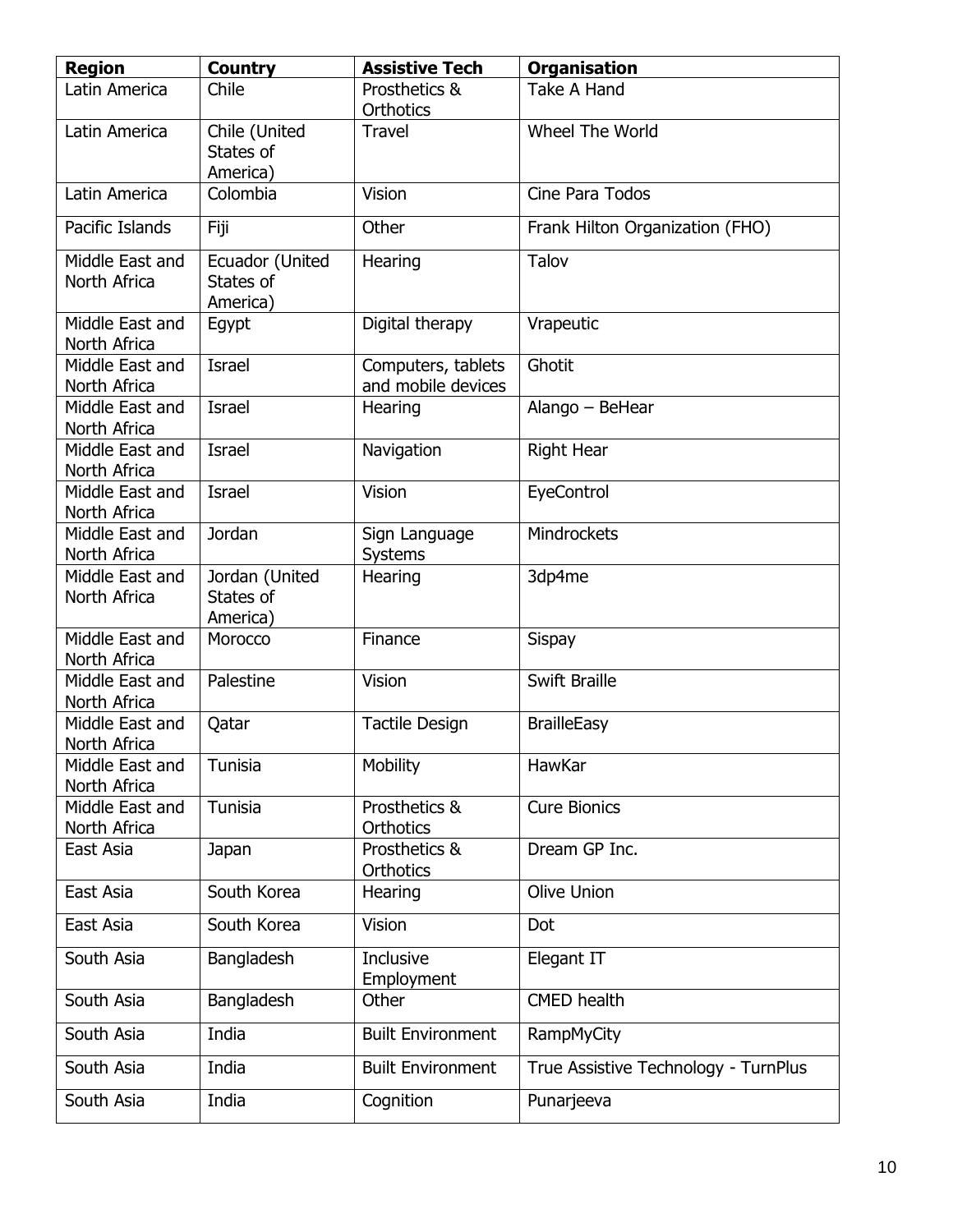| Region | Country | Assistive Tech | Organisation |
|---|---|---|---|
| Latin America | Chile | Prosthetics & Orthotics | Take A Hand |
| Latin America | Chile (United States of America) | Travel | Wheel The World |
| Latin America | Colombia | Vision | Cine Para Todos |
| Pacific Islands | Fiji | Other | Frank Hilton Organization (FHO) |
| Middle East and North Africa | Ecuador (United States of America) | Hearing | Talov |
| Middle East and North Africa | Egypt | Digital therapy | Vrapeutic |
| Middle East and North Africa | Israel | Computers, tablets and mobile devices | Ghotit |
| Middle East and North Africa | Israel | Hearing | Alango – BeHear |
| Middle East and North Africa | Israel | Navigation | Right Hear |
| Middle East and North Africa | Israel | Vision | EyeControl |
| Middle East and North Africa | Jordan | Sign Language Systems | Mindrockets |
| Middle East and North Africa | Jordan (United States of America) | Hearing | 3dp4me |
| Middle East and North Africa | Morocco | Finance | Sispay |
| Middle East and North Africa | Palestine | Vision | Swift Braille |
| Middle East and North Africa | Qatar | Tactile Design | BrailleEasy |
| Middle East and North Africa | Tunisia | Mobility | HawKar |
| Middle East and North Africa | Tunisia | Prosthetics & Orthotics | Cure Bionics |
| East Asia | Japan | Prosthetics & Orthotics | Dream GP Inc. |
| East Asia | South Korea | Hearing | Olive Union |
| East Asia | South Korea | Vision | Dot |
| South Asia | Bangladesh | Inclusive Employment | Elegant IT |
| South Asia | Bangladesh | Other | CMED health |
| South Asia | India | Built Environment | RampMyCity |
| South Asia | India | Built Environment | True Assistive Technology - TurnPlus |
| South Asia | India | Cognition | Punarjeeva |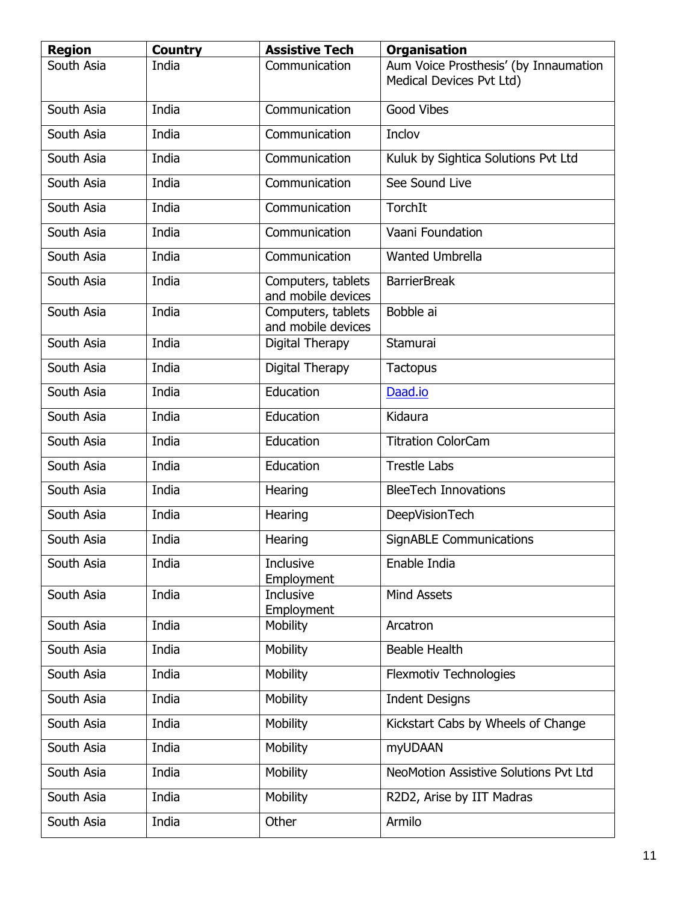| Region | Country | Assistive Tech | Organisation |
|---|---|---|---|
| South Asia | India | Communication | Aum Voice Prosthesis' (by Innaumation Medical Devices Pvt Ltd) |
| South Asia | India | Communication | Good Vibes |
| South Asia | India | Communication | Inclov |
| South Asia | India | Communication | Kuluk by Sightica Solutions Pvt Ltd |
| South Asia | India | Communication | See Sound Live |
| South Asia | India | Communication | TorchIt |
| South Asia | India | Communication | Vaani Foundation |
| South Asia | India | Communication | Wanted Umbrella |
| South Asia | India | Computers, tablets and mobile devices | BarrierBreak |
| South Asia | India | Computers, tablets and mobile devices | Bobble ai |
| South Asia | India | Digital Therapy | Stamurai |
| South Asia | India | Digital Therapy | Tactopus |
| South Asia | India | Education | Daad.io |
| South Asia | India | Education | Kidaura |
| South Asia | India | Education | Titration ColorCam |
| South Asia | India | Education | Trestle Labs |
| South Asia | India | Hearing | BleeTech Innovations |
| South Asia | India | Hearing | DeepVisionTech |
| South Asia | India | Hearing | SignABLE Communications |
| South Asia | India | Inclusive Employment | Enable India |
| South Asia | India | Inclusive Employment | Mind Assets |
| South Asia | India | Mobility | Arcatron |
| South Asia | India | Mobility | Beable Health |
| South Asia | India | Mobility | Flexmotiv Technologies |
| South Asia | India | Mobility | Indent Designs |
| South Asia | India | Mobility | Kickstart Cabs by Wheels of Change |
| South Asia | India | Mobility | myUDAAN |
| South Asia | India | Mobility | NeoMotion Assistive Solutions Pvt Ltd |
| South Asia | India | Mobility | R2D2, Arise by IIT Madras |
| South Asia | India | Other | Armilo |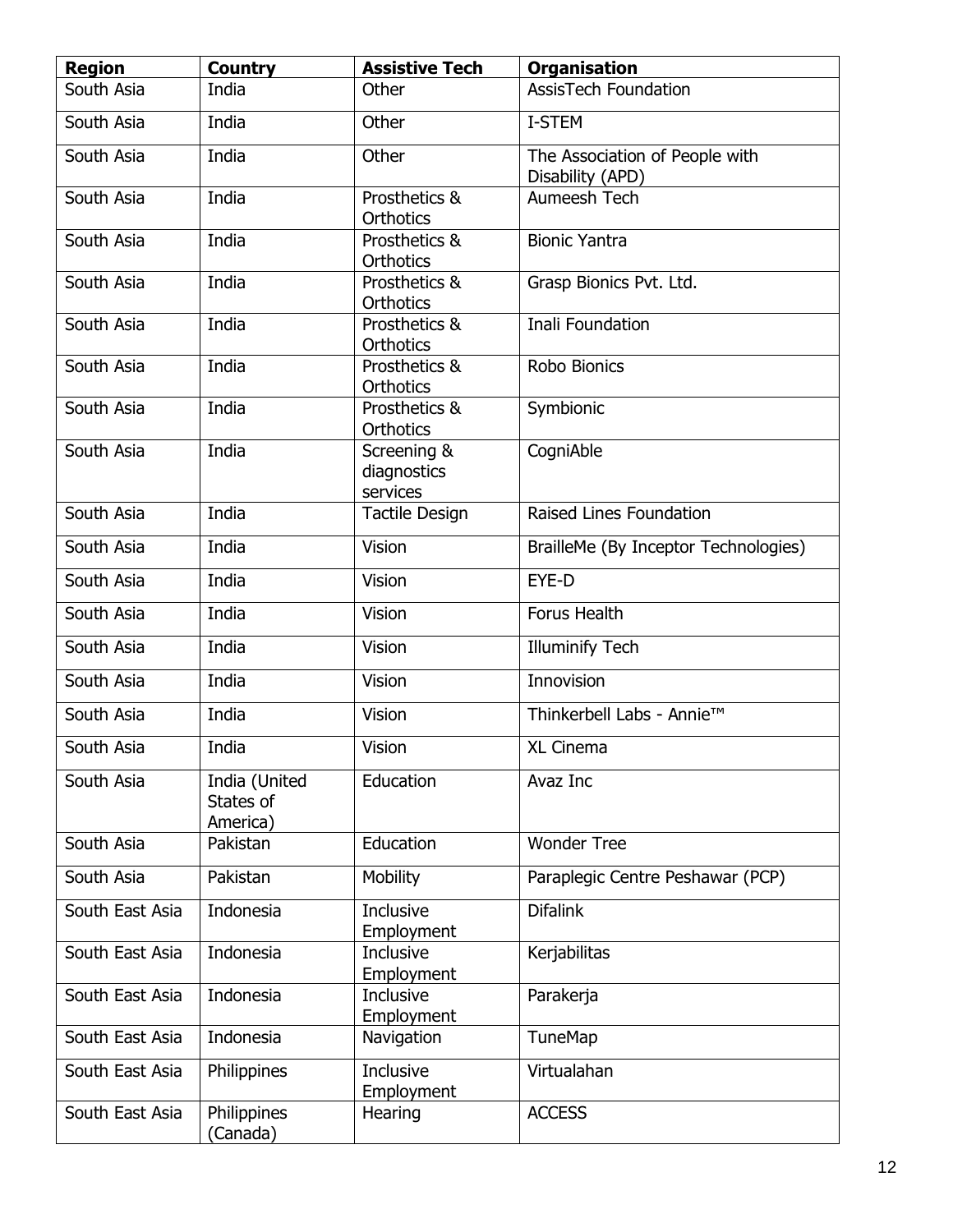| Region | Country | Assistive Tech | Organisation |
| --- | --- | --- | --- |
| South Asia | India | Other | AssisTech Foundation |
| South Asia | India | Other | I-STEM |
| South Asia | India | Other | The Association of People with Disability (APD) |
| South Asia | India | Prosthetics & Orthotics | Aumeesh Tech |
| South Asia | India | Prosthetics & Orthotics | Bionic Yantra |
| South Asia | India | Prosthetics & Orthotics | Grasp Bionics Pvt. Ltd. |
| South Asia | India | Prosthetics & Orthotics | Inali Foundation |
| South Asia | India | Prosthetics & Orthotics | Robo Bionics |
| South Asia | India | Prosthetics & Orthotics | Symbionic |
| South Asia | India | Screening & diagnostics services | CogniAble |
| South Asia | India | Tactile Design | Raised Lines Foundation |
| South Asia | India | Vision | BrailleMe (By Inceptor Technologies) |
| South Asia | India | Vision | EYE-D |
| South Asia | India | Vision | Forus Health |
| South Asia | India | Vision | Illuminify Tech |
| South Asia | India | Vision | Innovision |
| South Asia | India | Vision | Thinkerbell Labs - Annie™ |
| South Asia | India | Vision | XL Cinema |
| South Asia | India (United States of America) | Education | Avaz Inc |
| South Asia | Pakistan | Education | Wonder Tree |
| South Asia | Pakistan | Mobility | Paraplegic Centre Peshawar (PCP) |
| South East Asia | Indonesia | Inclusive Employment | Difalink |
| South East Asia | Indonesia | Inclusive Employment | Kerjabilitas |
| South East Asia | Indonesia | Inclusive Employment | Parakerja |
| South East Asia | Indonesia | Navigation | TuneMap |
| South East Asia | Philippines | Inclusive Employment | Virtualahan |
| South East Asia | Philippines (Canada) | Hearing | ACCESS |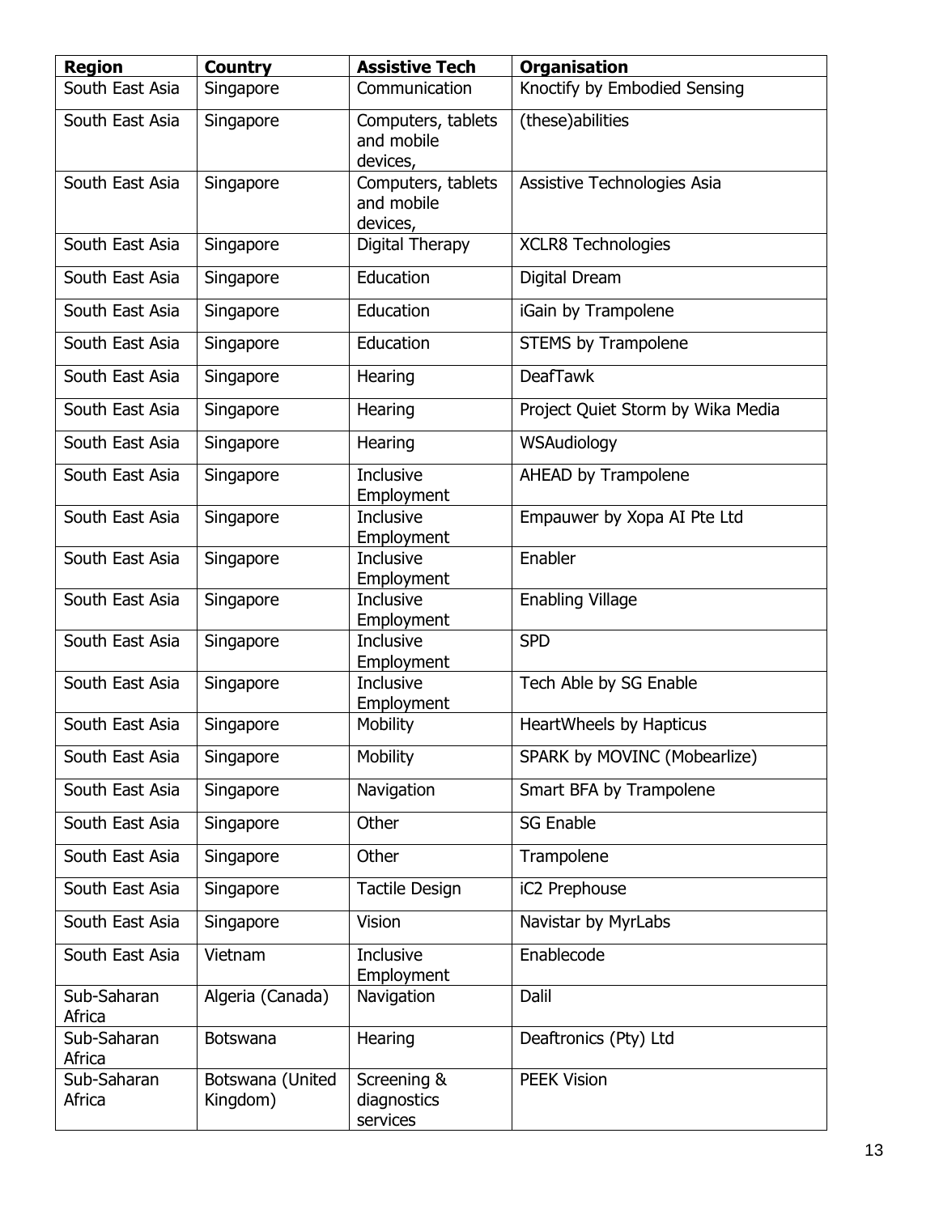| Region | Country | Assistive Tech | Organisation |
| --- | --- | --- | --- |
| South East Asia | Singapore | Communication | Knoctify by Embodied Sensing |
| South East Asia | Singapore | Computers, tablets and mobile devices, | (these)abilities |
| South East Asia | Singapore | Computers, tablets and mobile devices, | Assistive Technologies Asia |
| South East Asia | Singapore | Digital Therapy | XCLR8 Technologies |
| South East Asia | Singapore | Education | Digital Dream |
| South East Asia | Singapore | Education | iGain by Trampolene |
| South East Asia | Singapore | Education | STEMS by Trampolene |
| South East Asia | Singapore | Hearing | DeafTawk |
| South East Asia | Singapore | Hearing | Project Quiet Storm by Wika Media |
| South East Asia | Singapore | Hearing | WSAudiology |
| South East Asia | Singapore | Inclusive Employment | AHEAD by Trampolene |
| South East Asia | Singapore | Inclusive Employment | Empauwer by Xopa AI Pte Ltd |
| South East Asia | Singapore | Inclusive Employment | Enabler |
| South East Asia | Singapore | Inclusive Employment | Enabling Village |
| South East Asia | Singapore | Inclusive Employment | SPD |
| South East Asia | Singapore | Inclusive Employment | Tech Able by SG Enable |
| South East Asia | Singapore | Mobility | HeartWheels by Hapticus |
| South East Asia | Singapore | Mobility | SPARK by MOVINC (Mobearlize) |
| South East Asia | Singapore | Navigation | Smart BFA by Trampolene |
| South East Asia | Singapore | Other | SG Enable |
| South East Asia | Singapore | Other | Trampolene |
| South East Asia | Singapore | Tactile Design | iC2 Prephouse |
| South East Asia | Singapore | Vision | Navistar by MyrLabs |
| South East Asia | Vietnam | Inclusive Employment | Enablecode |
| Sub-Saharan Africa | Algeria (Canada) | Navigation | Dalil |
| Sub-Saharan Africa | Botswana | Hearing | Deaftronics (Pty) Ltd |
| Sub-Saharan Africa | Botswana (United Kingdom) | Screening & diagnostics services | PEEK Vision |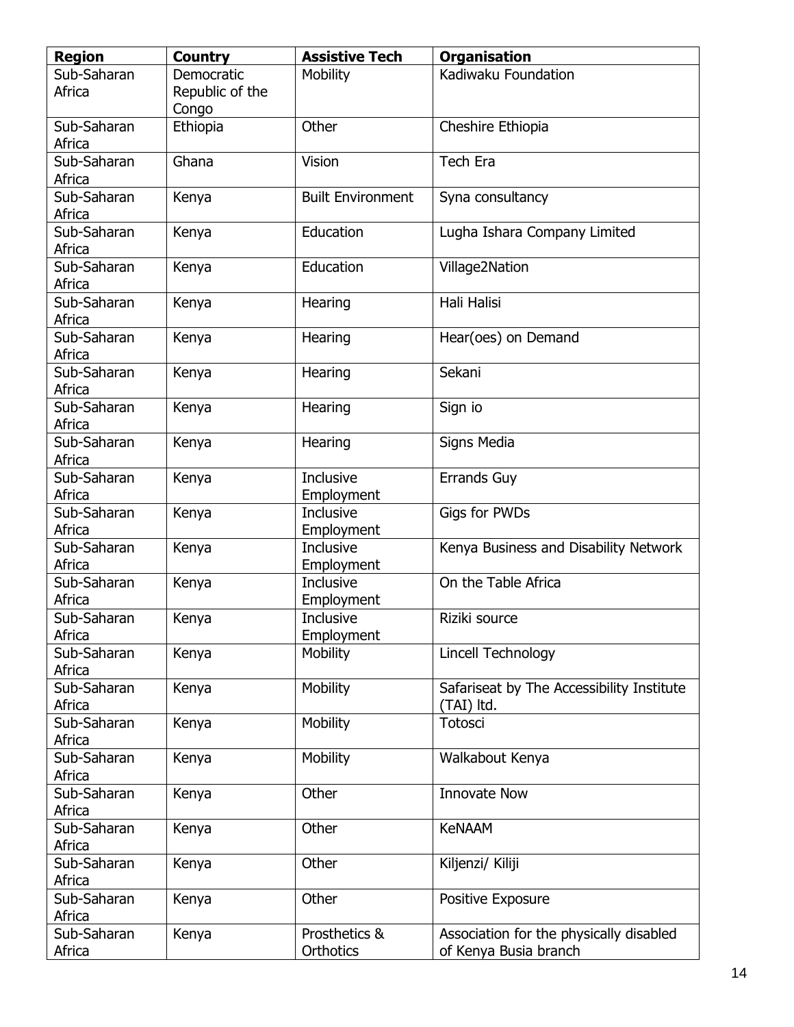| Region | Country | Assistive Tech | Organisation |
|---|---|---|---|
| Sub-Saharan Africa | Democratic Republic of the Congo | Mobility | Kadiwaku Foundation |
| Sub-Saharan Africa | Ethiopia | Other | Cheshire Ethiopia |
| Sub-Saharan Africa | Ghana | Vision | Tech Era |
| Sub-Saharan Africa | Kenya | Built Environment | Syna consultancy |
| Sub-Saharan Africa | Kenya | Education | Lugha Ishara Company Limited |
| Sub-Saharan Africa | Kenya | Education | Village2Nation |
| Sub-Saharan Africa | Kenya | Hearing | Hali Halisi |
| Sub-Saharan Africa | Kenya | Hearing | Hear(oes) on Demand |
| Sub-Saharan Africa | Kenya | Hearing | Sekani |
| Sub-Saharan Africa | Kenya | Hearing | Sign io |
| Sub-Saharan Africa | Kenya | Hearing | Signs Media |
| Sub-Saharan Africa | Kenya | Inclusive Employment | Errands Guy |
| Sub-Saharan Africa | Kenya | Inclusive Employment | Gigs for PWDs |
| Sub-Saharan Africa | Kenya | Inclusive Employment | Kenya Business and Disability Network |
| Sub-Saharan Africa | Kenya | Inclusive Employment | On the Table Africa |
| Sub-Saharan Africa | Kenya | Inclusive Employment | Riziki source |
| Sub-Saharan Africa | Kenya | Mobility | Lincell Technology |
| Sub-Saharan Africa | Kenya | Mobility | Safariseat by The Accessibility Institute (TAI) ltd. |
| Sub-Saharan Africa | Kenya | Mobility | Totosci |
| Sub-Saharan Africa | Kenya | Mobility | Walkabout Kenya |
| Sub-Saharan Africa | Kenya | Other | Innovate Now |
| Sub-Saharan Africa | Kenya | Other | KeNAAM |
| Sub-Saharan Africa | Kenya | Other | Kiljenzi/ Kiliji |
| Sub-Saharan Africa | Kenya | Other | Positive Exposure |
| Sub-Saharan Africa | Kenya | Prosthetics & Orthotics | Association for the physically disabled of Kenya Busia branch |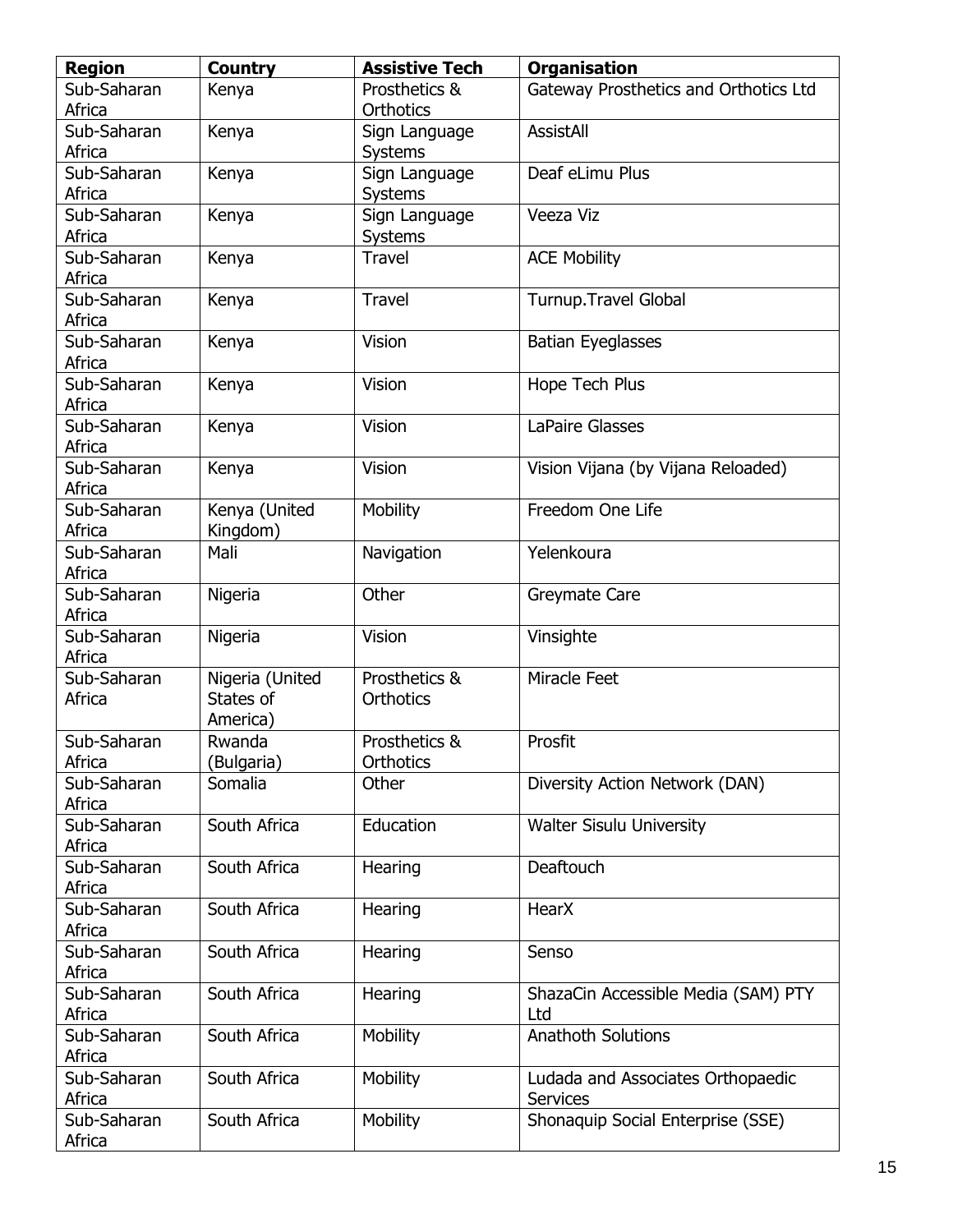| Region | Country | Assistive Tech | Organisation |
|---|---|---|---|
| Sub-Saharan Africa | Kenya | Prosthetics & Orthotics | Gateway Prosthetics and Orthotics Ltd |
| Sub-Saharan Africa | Kenya | Sign Language Systems | AssistAll |
| Sub-Saharan Africa | Kenya | Sign Language Systems | Deaf eLimu Plus |
| Sub-Saharan Africa | Kenya | Sign Language Systems | Veeza Viz |
| Sub-Saharan Africa | Kenya | Travel | ACE Mobility |
| Sub-Saharan Africa | Kenya | Travel | Turnup.Travel Global |
| Sub-Saharan Africa | Kenya | Vision | Batian Eyeglasses |
| Sub-Saharan Africa | Kenya | Vision | Hope Tech Plus |
| Sub-Saharan Africa | Kenya | Vision | LaPaire Glasses |
| Sub-Saharan Africa | Kenya | Vision | Vision Vijana (by Vijana Reloaded) |
| Sub-Saharan Africa | Kenya (United Kingdom) | Mobility | Freedom One Life |
| Sub-Saharan Africa | Mali | Navigation | Yelenkoura |
| Sub-Saharan Africa | Nigeria | Other | Greymate Care |
| Sub-Saharan Africa | Nigeria | Vision | Vinsighte |
| Sub-Saharan Africa | Nigeria (United States of America) | Prosthetics & Orthotics | Miracle Feet |
| Sub-Saharan Africa | Rwanda (Bulgaria) | Prosthetics & Orthotics | Prosfit |
| Sub-Saharan Africa | Somalia | Other | Diversity Action Network (DAN) |
| Sub-Saharan Africa | South Africa | Education | Walter Sisulu University |
| Sub-Saharan Africa | South Africa | Hearing | Deaftouch |
| Sub-Saharan Africa | South Africa | Hearing | HearX |
| Sub-Saharan Africa | South Africa | Hearing | Senso |
| Sub-Saharan Africa | South Africa | Hearing | ShazaCin Accessible Media (SAM) PTY Ltd |
| Sub-Saharan Africa | South Africa | Mobility | Anathoth Solutions |
| Sub-Saharan Africa | South Africa | Mobility | Ludada and Associates Orthopaedic Services |
| Sub-Saharan Africa | South Africa | Mobility | Shonaquip Social Enterprise (SSE) |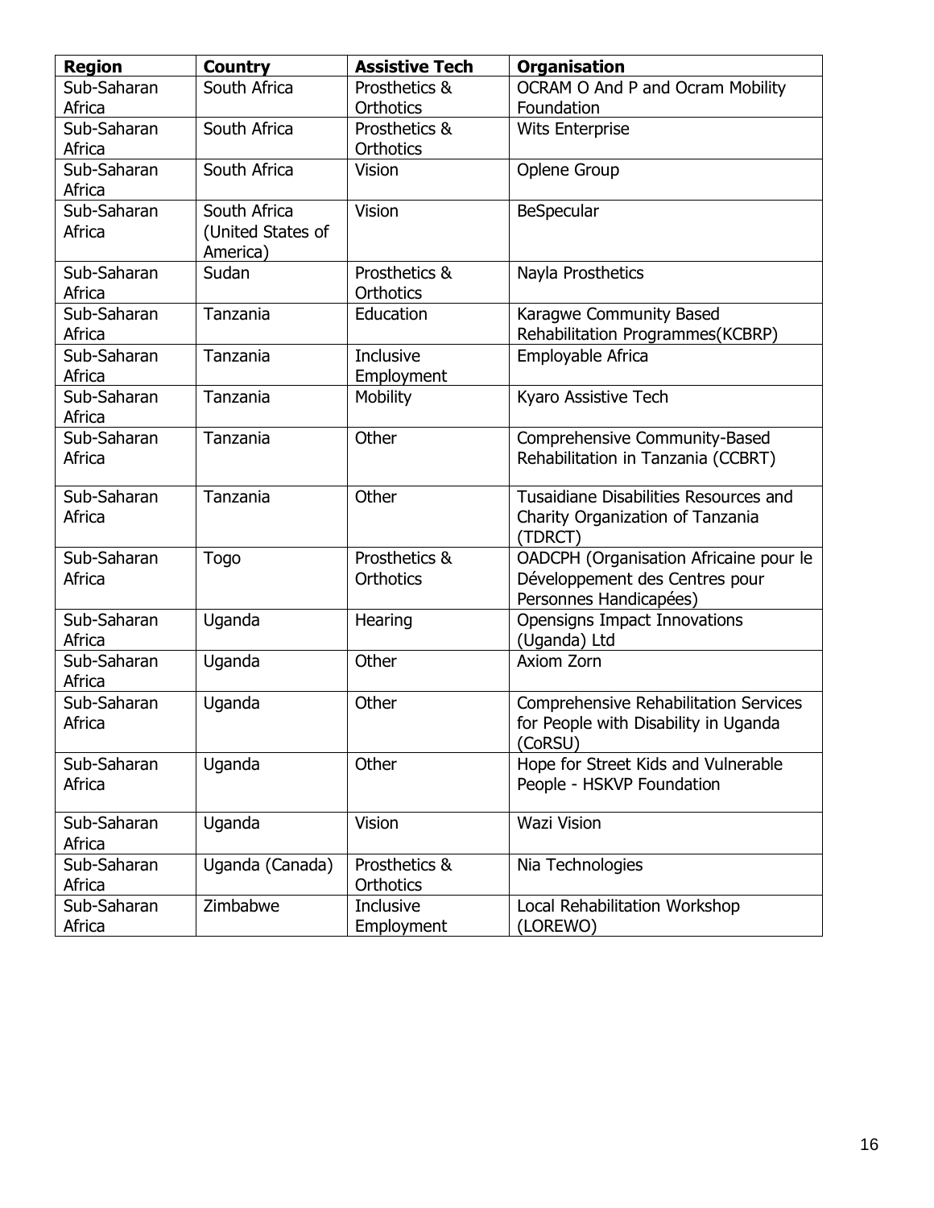| Region | Country | Assistive Tech | Organisation |
|---|---|---|---|
| Sub-Saharan Africa | South Africa | Prosthetics & Orthotics | OCRAM O And P and Ocram Mobility Foundation |
| Sub-Saharan Africa | South Africa | Prosthetics & Orthotics | Wits Enterprise |
| Sub-Saharan Africa | South Africa | Vision | Oplene Group |
| Sub-Saharan Africa | South Africa (United States of America) | Vision | BeSpecular |
| Sub-Saharan Africa | Sudan | Prosthetics & Orthotics | Nayla Prosthetics |
| Sub-Saharan Africa | Tanzania | Education | Karagwe Community Based Rehabilitation Programmes(KCBRP) |
| Sub-Saharan Africa | Tanzania | Inclusive Employment | Employable Africa |
| Sub-Saharan Africa | Tanzania | Mobility | Kyaro Assistive Tech |
| Sub-Saharan Africa | Tanzania | Other | Comprehensive Community-Based Rehabilitation in Tanzania (CCBRT) |
| Sub-Saharan Africa | Tanzania | Other | Tusaidiane Disabilities Resources and Charity Organization of Tanzania (TDRCT) |
| Sub-Saharan Africa | Togo | Prosthetics & Orthotics | OADCPH (Organisation Africaine pour le Développement des Centres pour Personnes Handicapées) |
| Sub-Saharan Africa | Uganda | Hearing | Opensigns Impact Innovations (Uganda) Ltd |
| Sub-Saharan Africa | Uganda | Other | Axiom Zorn |
| Sub-Saharan Africa | Uganda | Other | Comprehensive Rehabilitation Services for People with Disability in Uganda (CoRSU) |
| Sub-Saharan Africa | Uganda | Other | Hope for Street Kids and Vulnerable People - HSKVP Foundation |
| Sub-Saharan Africa | Uganda | Vision | Wazi Vision |
| Sub-Saharan Africa | Uganda (Canada) | Prosthetics & Orthotics | Nia Technologies |
| Sub-Saharan Africa | Zimbabwe | Inclusive Employment | Local Rehabilitation Workshop (LOREWO) |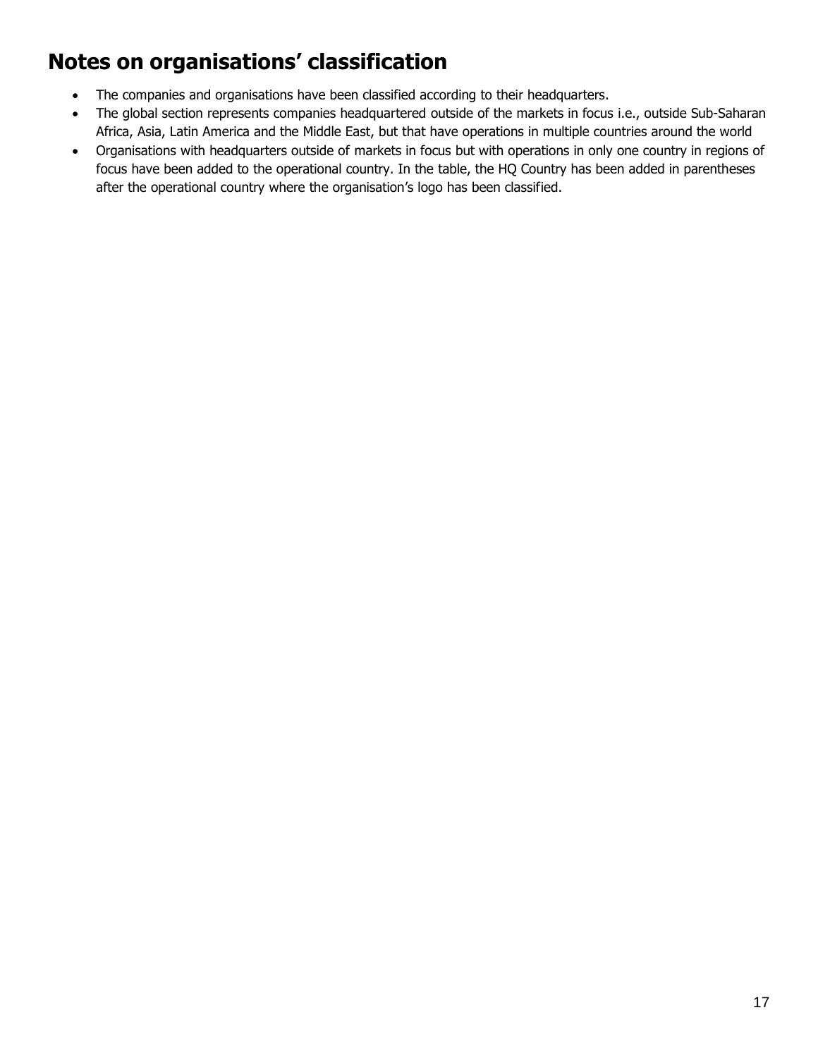# Notes on organisations' classification

- The companies and organisations have been classified according to their headquarters.
- The global section represents companies headquartered outside of the markets in focus i.e., outside Sub-Saharan Africa, Asia, Latin America and the Middle East, but that have operations in multiple countries around the world
- Organisations with headquarters outside of markets in focus but with operations in only one country in regions of focus have been added to the operational country. In the table, the HQ Country has been added in parentheses after the operational country where the organisation's logo has been classified.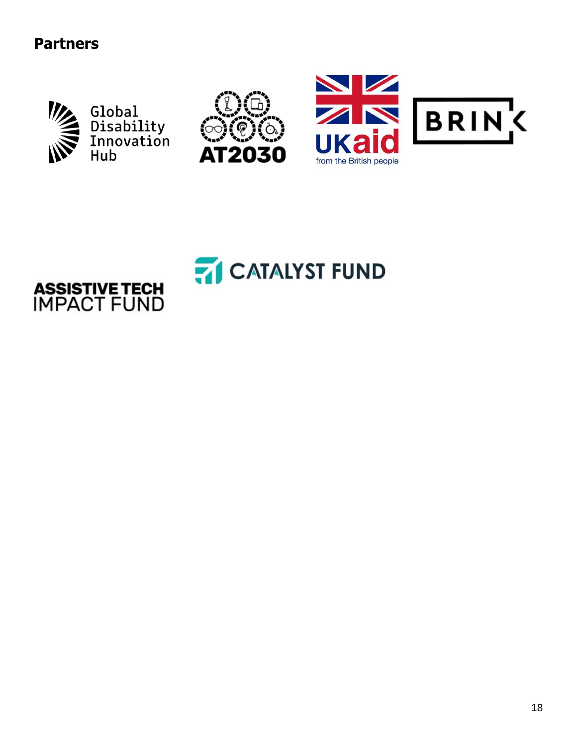## Partners

Global Disability Innovation Hub

AT2030

UKaid from the British people

BRINK

ASSISTIVE TECH IMPACT FUND

CATALYST FUND